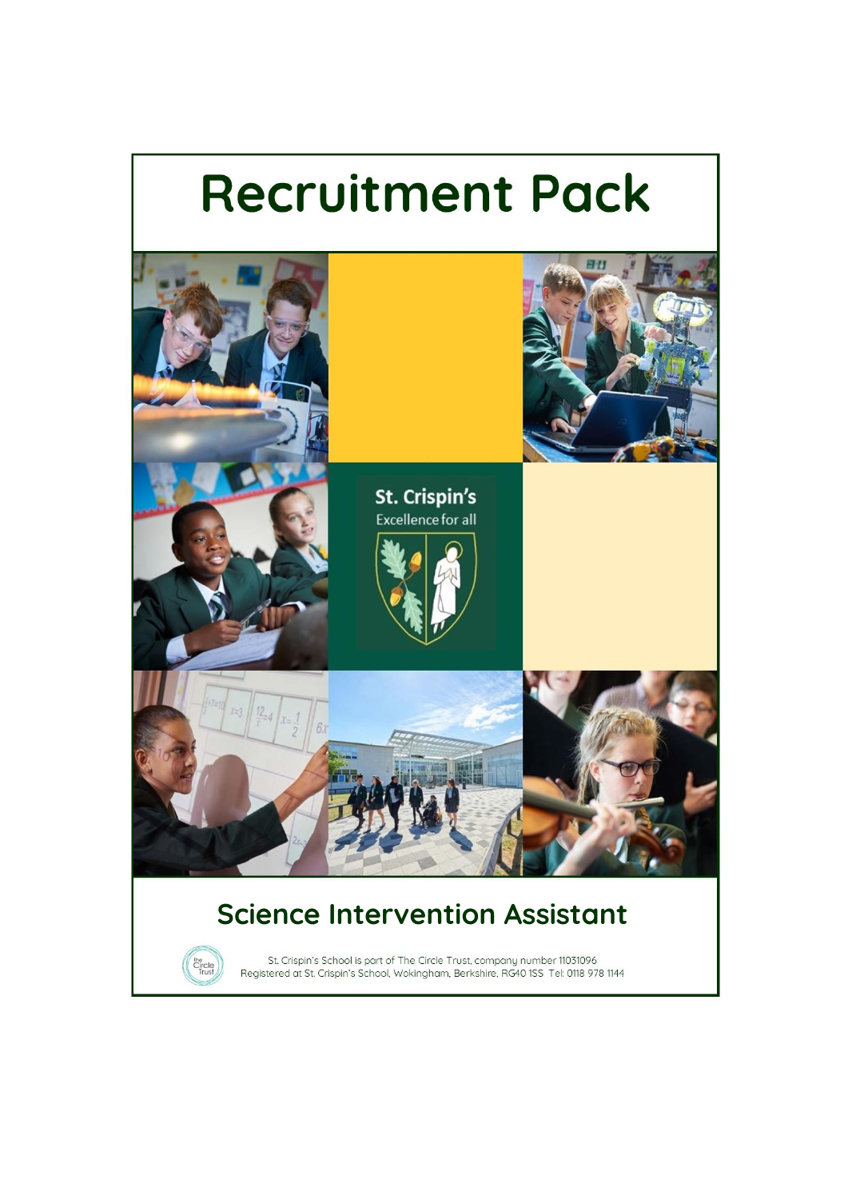# Recruitment Pack

St. Crispin's
Excellence for all

## Science Intervention Assistant

St. Crispin's School is part of The Circle Trust, company number 11031096
Registered at St. Crispin's School, Wokingham, Berkshire, RG40 1SS Tel: 0118 978 1144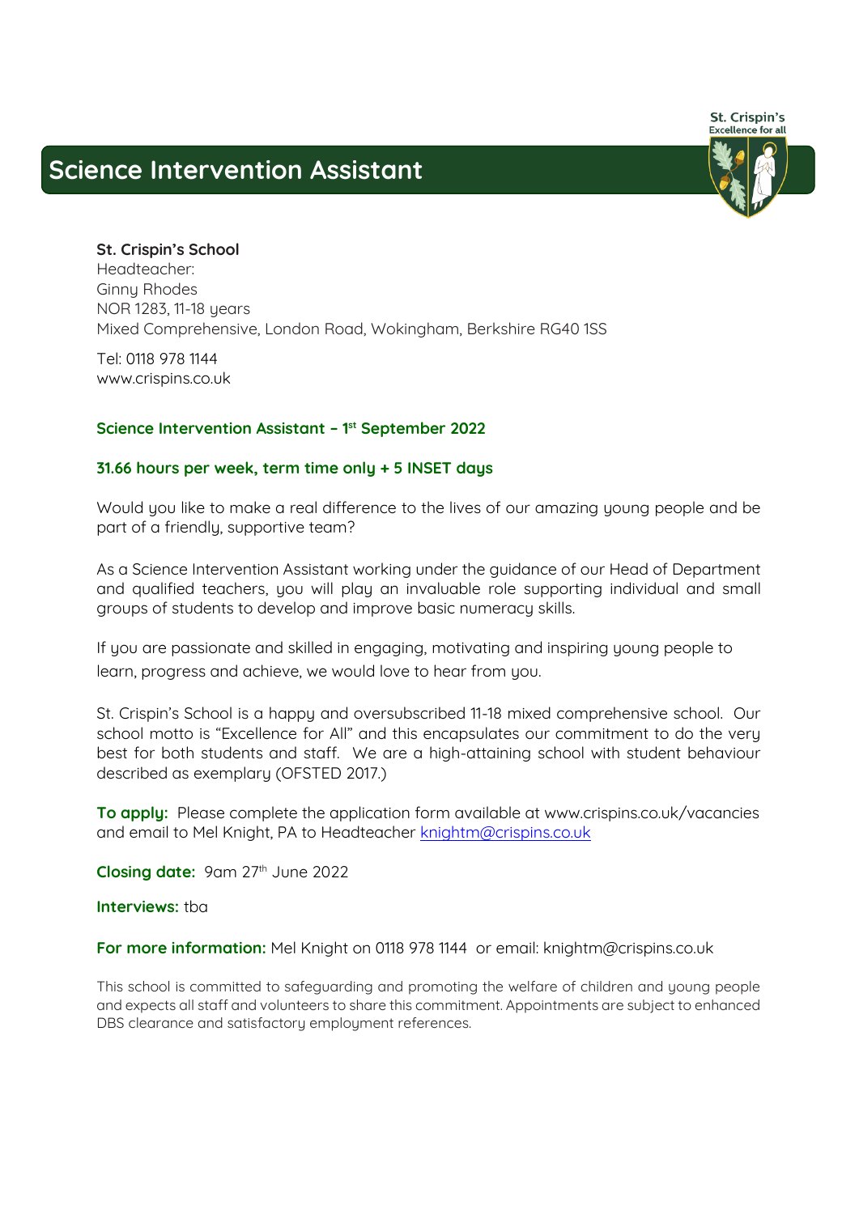# Science Intervention Assistant

St. Crispin's
Excellence for all

**St. Crispin's School**
Headteacher:
Ginny Rhodes
NOR 1283, 11-18 years
Mixed Comprehensive, London Road, Wokingham, Berkshire RG40 1SS

Tel: 0118 978 1144
www.crispins.co.uk

**Science Intervention Assistant – 1st September 2022**

**31.66 hours per week, term time only + 5 INSET days**

Would you like to make a real difference to the lives of our amazing young people and be part of a friendly, supportive team?

As a Science Intervention Assistant working under the guidance of our Head of Department and qualified teachers, you will play an invaluable role supporting individual and small groups of students to develop and improve basic numeracy skills.

If you are passionate and skilled in engaging, motivating and inspiring young people to learn, progress and achieve, we would love to hear from you.

St. Crispin's School is a happy and oversubscribed 11-18 mixed comprehensive school. Our school motto is "Excellence for All" and this encapsulates our commitment to do the very best for both students and staff. We are a high-attaining school with student behaviour described as exemplary (OFSTED 2017.)

**To apply:** Please complete the application form available at www.crispins.co.uk/vacancies and email to Mel Knight, PA to Headteacher knightm@crispins.co.uk

**Closing date:** 9am 27th June 2022

**Interviews:** tba

**For more information:** Mel Knight on 0118 978 1144 or email: knightm@crispins.co.uk

This school is committed to safeguarding and promoting the welfare of children and young people and expects all staff and volunteers to share this commitment. Appointments are subject to enhanced DBS clearance and satisfactory employment references.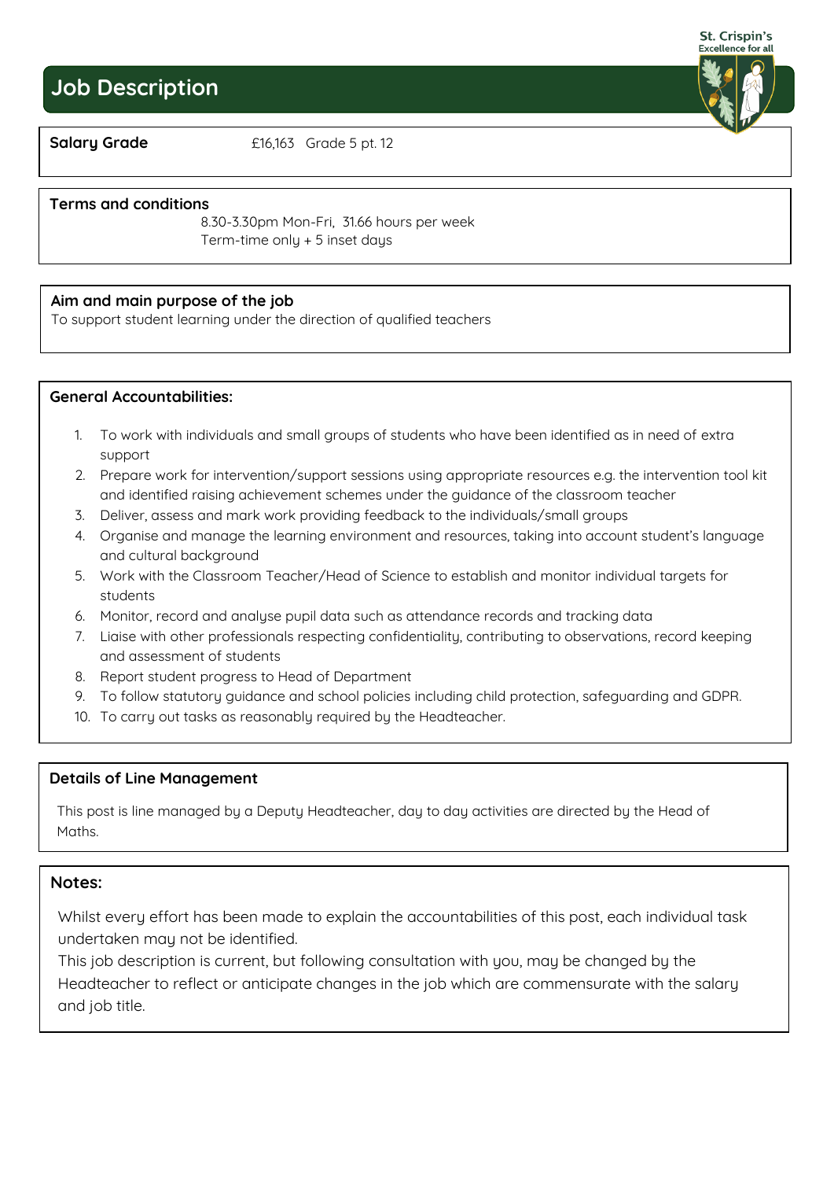# Job Description

**Salary Grade** £16,163 Grade 5 pt. 12

**Terms and conditions**

8.30-3.30pm Mon-Fri, 31.66 hours per week
Term-time only + 5 inset days

**Aim and main purpose of the job**

To support student learning under the direction of qualified teachers

**General Accountabilities:**

1. To work with individuals and small groups of students who have been identified as in need of extra support
2. Prepare work for intervention/support sessions using appropriate resources e.g. the intervention tool kit and identified raising achievement schemes under the guidance of the classroom teacher
3. Deliver, assess and mark work providing feedback to the individuals/small groups
4. Organise and manage the learning environment and resources, taking into account student's language and cultural background
5. Work with the Classroom Teacher/Head of Science to establish and monitor individual targets for students
6. Monitor, record and analyse pupil data such as attendance records and tracking data
7. Liaise with other professionals respecting confidentiality, contributing to observations, record keeping and assessment of students
8. Report student progress to Head of Department
9. To follow statutory guidance and school policies including child protection, safeguarding and GDPR.
10. To carry out tasks as reasonably required by the Headteacher.

**Details of Line Management**

This post is line managed by a Deputy Headteacher, day to day activities are directed by the Head of Maths.

**Notes:**

Whilst every effort has been made to explain the accountabilities of this post, each individual task undertaken may not be identified.
This job description is current, but following consultation with you, may be changed by the Headteacher to reflect or anticipate changes in the job which are commensurate with the salary and job title.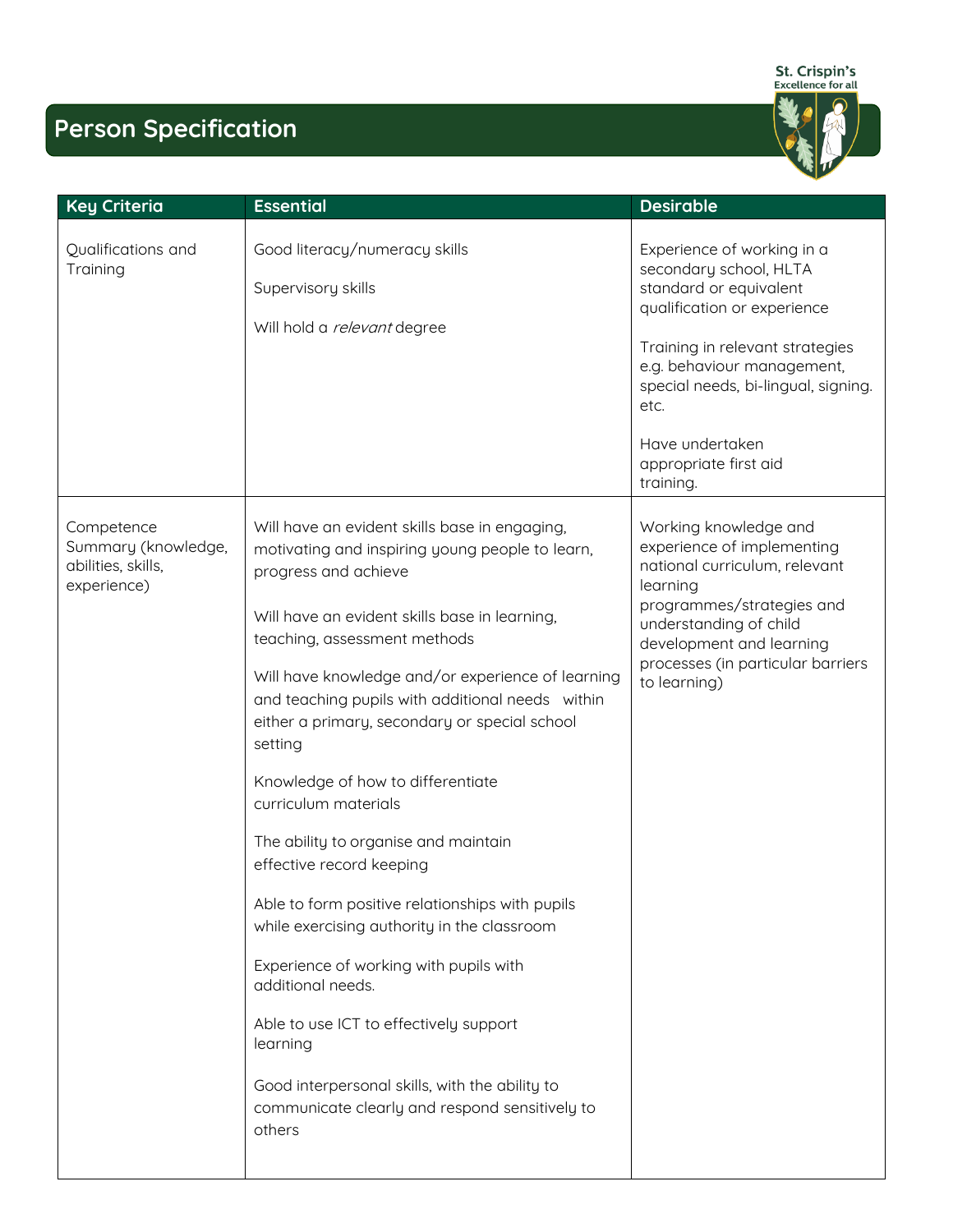# Person Specification

| Key Criteria | Essential | Desirable |
|---|---|---|
| Qualifications and Training | Good literacy/numeracy skills<br><br>Supervisory skills<br><br>Will hold a *relevant* degree | Experience of working in a secondary school, HLTA standard or equivalent qualification or experience<br><br>Training in relevant strategies e.g. behaviour management, special needs, bi-lingual, signing. etc.<br><br>Have undertaken appropriate first aid training. |
| Competence Summary (knowledge, abilities, skills, experience) | Will have an evident skills base in engaging, motivating and inspiring young people to learn, progress and achieve<br><br>Will have an evident skills base in learning, teaching, assessment methods<br><br>Will have knowledge and/or experience of learning and teaching pupils with additional needs within either a primary, secondary or special school setting<br><br>Knowledge of how to differentiate curriculum materials<br><br>The ability to organise and maintain effective record keeping<br><br>Able to form positive relationships with pupils while exercising authority in the classroom<br><br>Experience of working with pupils with additional needs.<br><br>Able to use ICT to effectively support learning<br><br>Good interpersonal skills, with the ability to communicate clearly and respond sensitively to others | Working knowledge and experience of implementing national curriculum, relevant learning programmes/strategies and understanding of child development and learning processes (in particular barriers to learning) |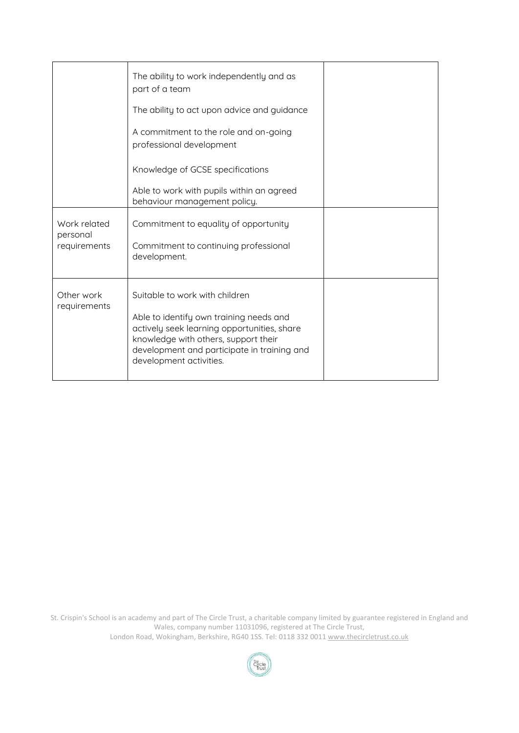| | | |
|---|---|---|
| | The ability to work independently and as part of a team<br><br>The ability to act upon advice and guidance<br><br>A commitment to the role and on-going professional development<br><br>Knowledge of GCSE specifications<br><br>Able to work with pupils within an agreed behaviour management policy. | |
| Work related personal requirements | Commitment to equality of opportunity<br><br>Commitment to continuing professional development. | |
| Other work requirements | Suitable to work with children<br><br>Able to identify own training needs and actively seek learning opportunities, share knowledge with others, support their development and participate in training and development activities. | |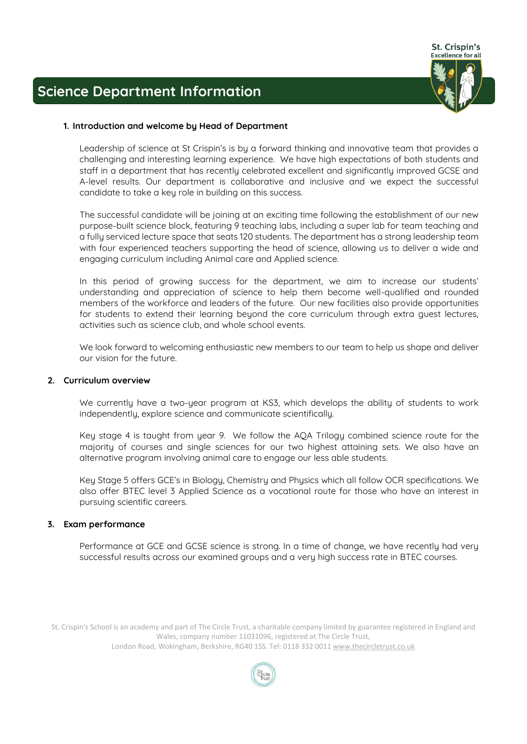# Science Department Information

## 1. Introduction and welcome by Head of Department

Leadership of science at St Crispin's is by a forward thinking and innovative team that provides a challenging and interesting learning experience. We have high expectations of both students and staff in a department that has recently celebrated excellent and significantly improved GCSE and A-level results. Our department is collaborative and inclusive and we expect the successful candidate to take a key role in building on this success.

The successful candidate will be joining at an exciting time following the establishment of our new purpose-built science block, featuring 9 teaching labs, including a super lab for team teaching and a fully serviced lecture space that seats 120 students. The department has a strong leadership team with four experienced teachers supporting the head of science, allowing us to deliver a wide and engaging curriculum including Animal care and Applied science.

In this period of growing success for the department, we aim to increase our students' understanding and appreciation of science to help them become well-qualified and rounded members of the workforce and leaders of the future. Our new facilities also provide opportunities for students to extend their learning beyond the core curriculum through extra guest lectures, activities such as science club, and whole school events.

We look forward to welcoming enthusiastic new members to our team to help us shape and deliver our vision for the future.

## 2. Curriculum overview

We currently have a two-year program at KS3, which develops the ability of students to work independently, explore science and communicate scientifically.

Key stage 4 is taught from year 9. We follow the AQA Trilogy combined science route for the majority of courses and single sciences for our two highest attaining sets. We also have an alternative program involving animal care to engage our less able students.

Key Stage 5 offers GCE's in Biology, Chemistry and Physics which all follow OCR specifications. We also offer BTEC level 3 Applied Science as a vocational route for those who have an interest in pursuing scientific careers.

## 3. Exam performance

Performance at GCE and GCSE science is strong. In a time of change, we have recently had very successful results across our examined groups and a very high success rate in BTEC courses.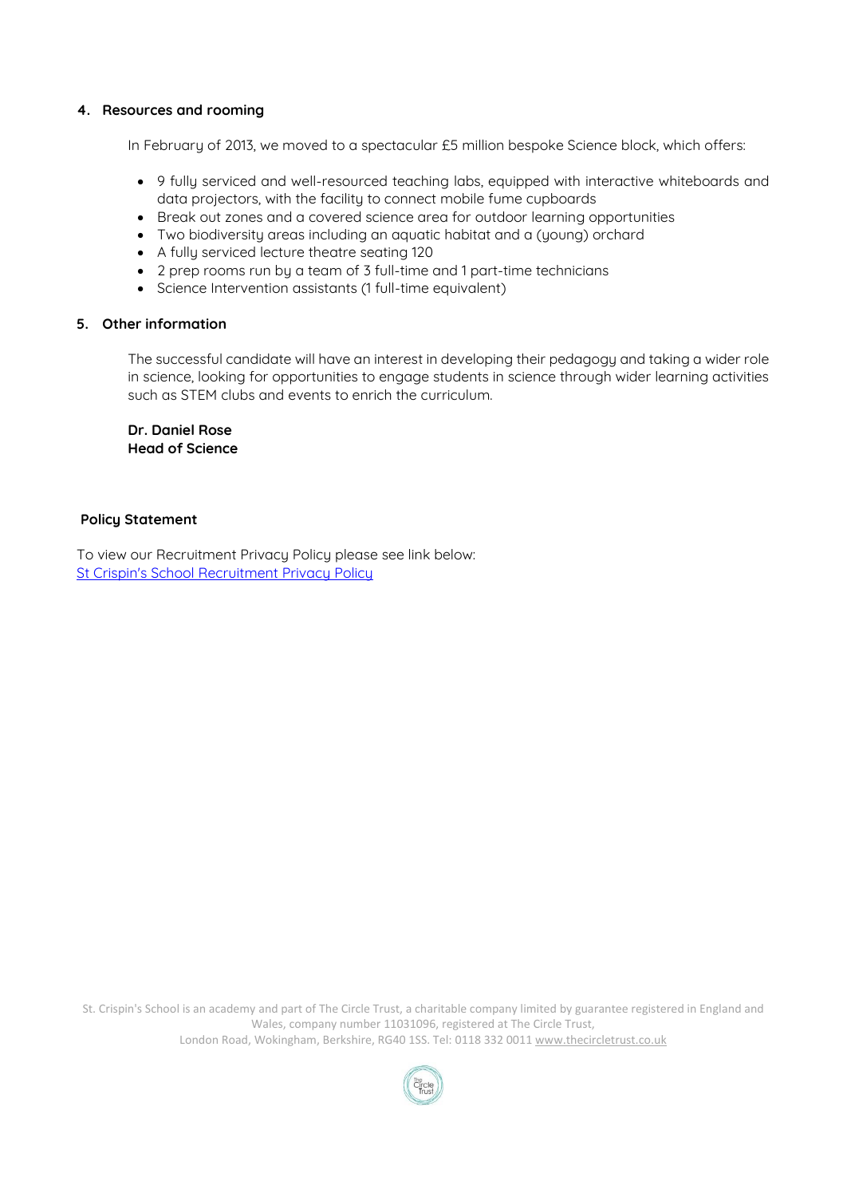## 4. Resources and rooming

In February of 2013, we moved to a spectacular £5 million bespoke Science block, which offers:

- 9 fully serviced and well-resourced teaching labs, equipped with interactive whiteboards and data projectors, with the facility to connect mobile fume cupboards
- Break out zones and a covered science area for outdoor learning opportunities
- Two biodiversity areas including an aquatic habitat and a (young) orchard
- A fully serviced lecture theatre seating 120
- 2 prep rooms run by a team of 3 full-time and 1 part-time technicians
- Science Intervention assistants (1 full-time equivalent)

## 5. Other information

The successful candidate will have an interest in developing their pedagogy and taking a wider role in science, looking for opportunities to engage students in science through wider learning activities such as STEM clubs and events to enrich the curriculum.

**Dr. Daniel Rose**
**Head of Science**

## Policy Statement

To view our Recruitment Privacy Policy please see link below:
St Crispin's School Recruitment Privacy Policy

St. Crispin's School is an academy and part of The Circle Trust, a charitable company limited by guarantee registered in England and Wales, company number 11031096, registered at The Circle Trust, London Road, Wokingham, Berkshire, RG40 1SS. Tel: 0118 332 0011 www.thecircletrust.co.uk